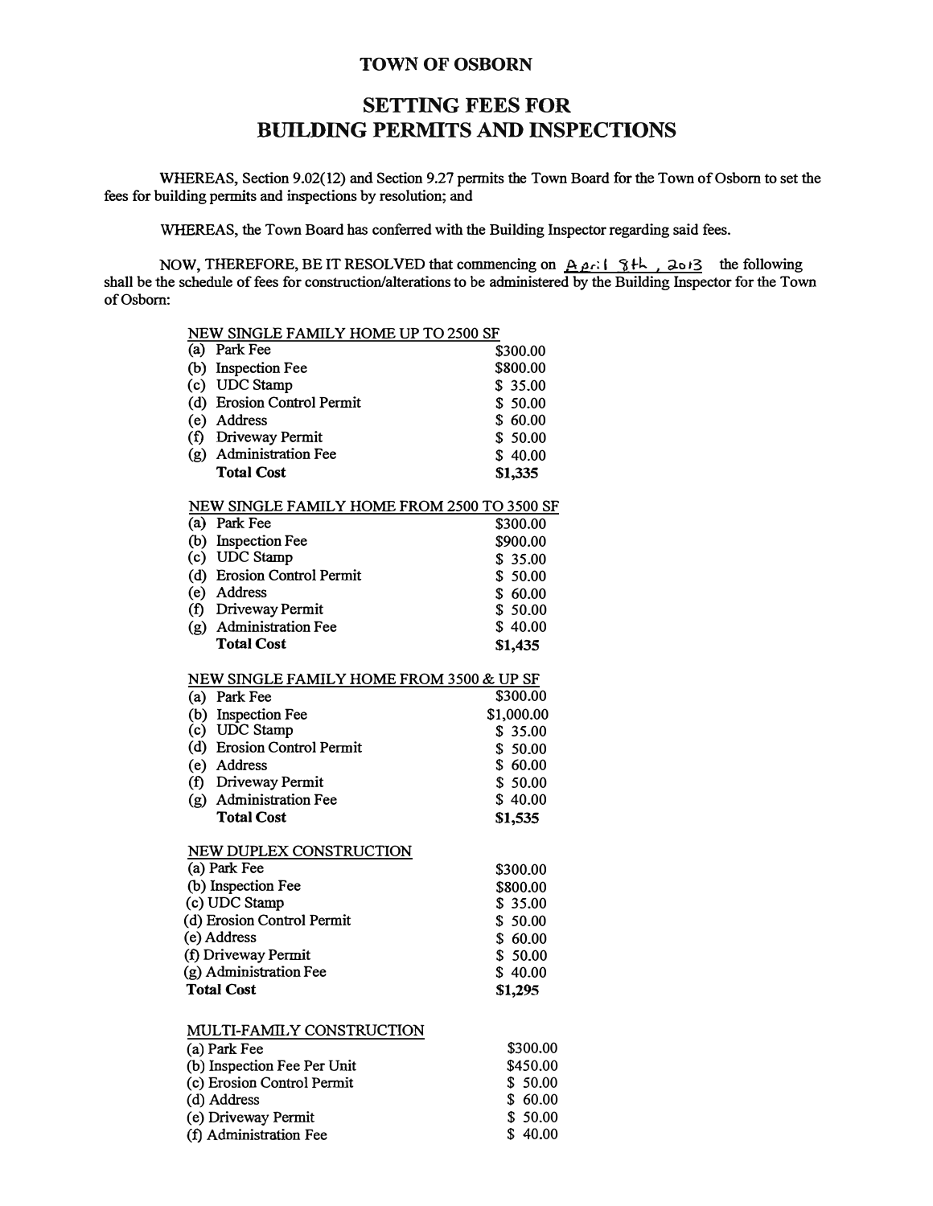# TOWN OF OSBORN

## SETTING FEES FOR BUILDING PERMITS AND INSPECTIONS

WHEREAS, Section 9.02(12) and Section 9.27 permits the Town Board for the Town of Osborn to set the fees for building permits and inspections by resolution; and

WHEREAS, the Town Board has conferred with the Building Inspector regarding said fees.

NOW, THEREFORE, BE IT RESOLVED that commencing on April 8th, 2013 the following shall be the schedule of fees for construction/alterations to be administered by the Building Inspector for the Town of Osborn:

**NEW SINGLE FAMILY HOME UP TO 2500 SF**

| | |
|---|---|
| (a) Park Fee | $300.00 |
| (b) Inspection Fee | $800.00 |
| (c) UDC Stamp | $ 35.00 |
| (d) Erosion Control Permit | $ 50.00 |
| (e) Address | $ 60.00 |
| (f) Driveway Permit | $ 50.00 |
| (g) Administration Fee | $ 40.00 |
| **Total Cost** | **$1,335** |

**NEW SINGLE FAMILY HOME FROM 2500 TO 3500 SF**

| | |
|---|---|
| (a) Park Fee | $300.00 |
| (b) Inspection Fee | $900.00 |
| (c) UDC Stamp | $ 35.00 |
| (d) Erosion Control Permit | $ 50.00 |
| (e) Address | $ 60.00 |
| (f) Driveway Permit | $ 50.00 |
| (g) Administration Fee | $ 40.00 |
| **Total Cost** | **$1,435** |

**NEW SINGLE FAMILY HOME FROM 3500 & UP SF**

| | |
|---|---|
| (a) Park Fee | $300.00 |
| (b) Inspection Fee | $1,000.00 |
| (c) UDC Stamp | $ 35.00 |
| (d) Erosion Control Permit | $ 50.00 |
| (e) Address | $ 60.00 |
| (f) Driveway Permit | $ 50.00 |
| (g) Administration Fee | $ 40.00 |
| **Total Cost** | **$1,535** |

**NEW DUPLEX CONSTRUCTION**

| | |
|---|---|
| (a) Park Fee | $300.00 |
| (b) Inspection Fee | $800.00 |
| (c) UDC Stamp | $ 35.00 |
| (d) Erosion Control Permit | $ 50.00 |
| (e) Address | $ 60.00 |
| (f) Driveway Permit | $ 50.00 |
| (g) Administration Fee | $ 40.00 |
| **Total Cost** | **$1,295** |

**MULTI-FAMILY CONSTRUCTION**

| | |
|---|---|
| (a) Park Fee | $300.00 |
| (b) Inspection Fee Per Unit | $450.00 |
| (c) Erosion Control Permit | $ 50.00 |
| (d) Address | $ 60.00 |
| (e) Driveway Permit | $ 50.00 |
| (f) Administration Fee | $ 40.00 |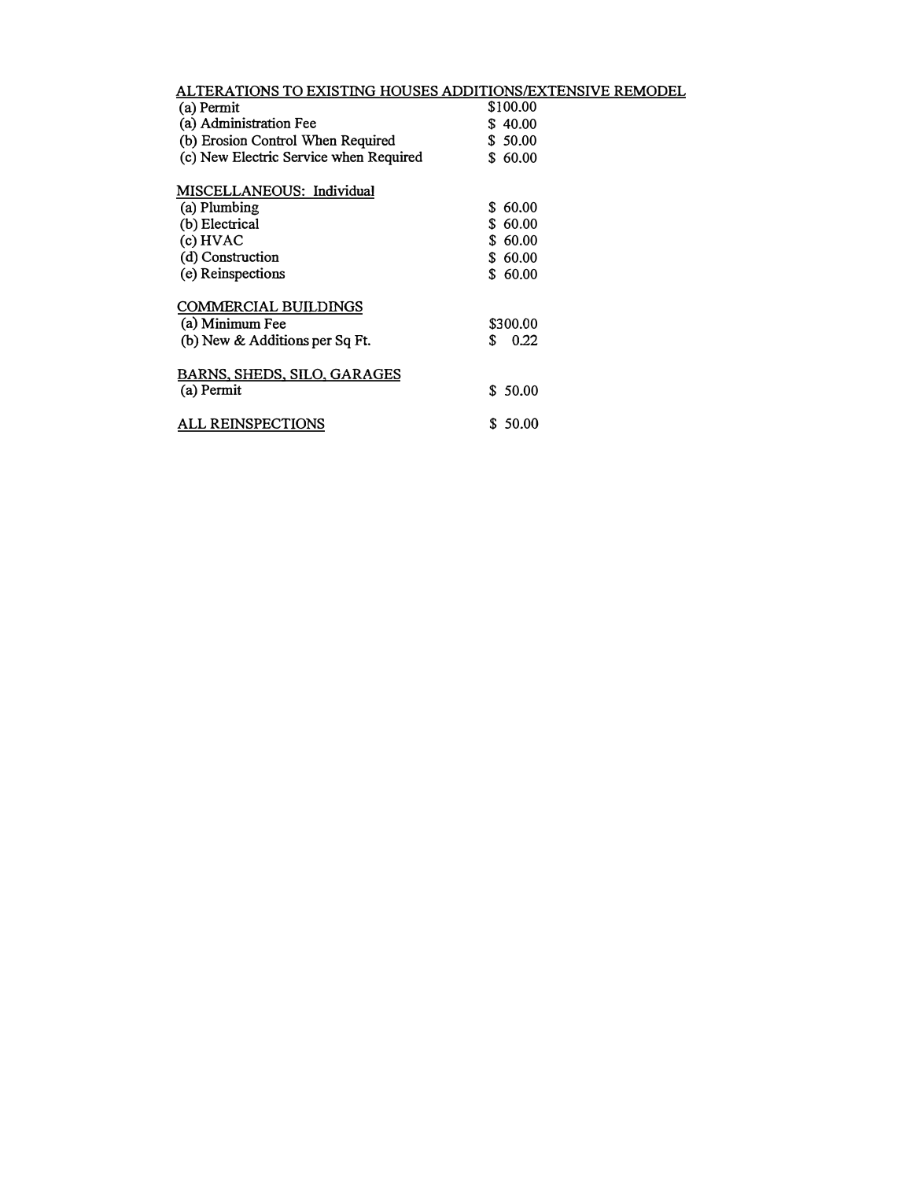ALTERATIONS TO EXISTING HOUSES ADDITIONS/EXTENSIVE REMODEL

| | |
|---|---|
| (a) Permit | $100.00 |
| (a) Administration Fee | $ 40.00 |
| (b) Erosion Control When Required | $ 50.00 |
| (c) New Electric Service when Required | $ 60.00 |

MISCELLANEOUS: Individual

| | |
|---|---|
| (a) Plumbing | $ 60.00 |
| (b) Electrical | $ 60.00 |
| (c) HVAC | $ 60.00 |
| (d) Construction | $ 60.00 |
| (e) Reinspections | $ 60.00 |

COMMERCIAL BUILDINGS

| | |
|---|---|
| (a) Minimum Fee | $300.00 |
| (b) New & Additions per Sq Ft. | $ 0.22 |

BARNS, SHEDS, SILO, GARAGES

| | |
|---|---|
| (a) Permit | $ 50.00 |

| | |
|---|---|
| ALL REINSPECTIONS | $ 50.00 |